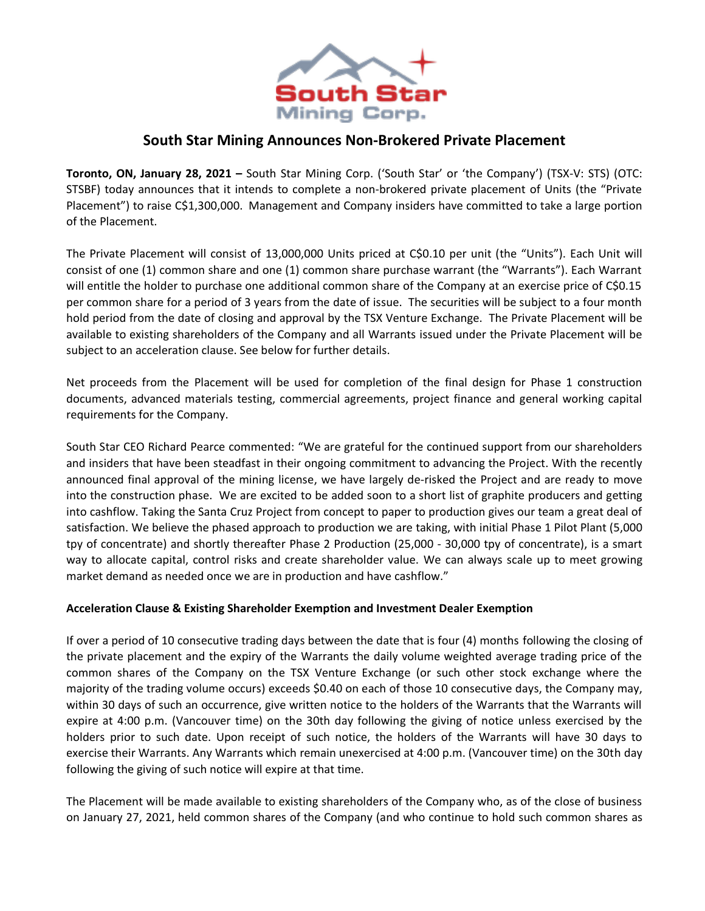# South Star Mining Announces Non-Brokered Private Placement

**Toronto, ON, January 28, 2021 –** South Star Mining Corp. ('South Star' or 'the Company') (TSX-V: STS) (OTC: STSBF) today announces that it intends to complete a non-brokered private placement of Units (the "Private Placement") to raise C$1,300,000. Management and Company insiders have committed to take a large portion of the Placement.

The Private Placement will consist of 13,000,000 Units priced at C$0.10 per unit (the "Units"). Each Unit will consist of one (1) common share and one (1) common share purchase warrant (the "Warrants"). Each Warrant will entitle the holder to purchase one additional common share of the Company at an exercise price of C$0.15 per common share for a period of 3 years from the date of issue. The securities will be subject to a four month hold period from the date of closing and approval by the TSX Venture Exchange. The Private Placement will be available to existing shareholders of the Company and all Warrants issued under the Private Placement will be subject to an acceleration clause. See below for further details.

Net proceeds from the Placement will be used for completion of the final design for Phase 1 construction documents, advanced materials testing, commercial agreements, project finance and general working capital requirements for the Company.

South Star CEO Richard Pearce commented: "We are grateful for the continued support from our shareholders and insiders that have been steadfast in their ongoing commitment to advancing the Project. With the recently announced final approval of the mining license, we have largely de-risked the Project and are ready to move into the construction phase. We are excited to be added soon to a short list of graphite producers and getting into cashflow. Taking the Santa Cruz Project from concept to paper to production gives our team a great deal of satisfaction. We believe the phased approach to production we are taking, with initial Phase 1 Pilot Plant (5,000 tpy of concentrate) and shortly thereafter Phase 2 Production (25,000 - 30,000 tpy of concentrate), is a smart way to allocate capital, control risks and create shareholder value. We can always scale up to meet growing market demand as needed once we are in production and have cashflow."

**Acceleration Clause & Existing Shareholder Exemption and Investment Dealer Exemption**

If over a period of 10 consecutive trading days between the date that is four (4) months following the closing of the private placement and the expiry of the Warrants the daily volume weighted average trading price of the common shares of the Company on the TSX Venture Exchange (or such other stock exchange where the majority of the trading volume occurs) exceeds $0.40 on each of those 10 consecutive days, the Company may, within 30 days of such an occurrence, give written notice to the holders of the Warrants that the Warrants will expire at 4:00 p.m. (Vancouver time) on the 30th day following the giving of notice unless exercised by the holders prior to such date. Upon receipt of such notice, the holders of the Warrants will have 30 days to exercise their Warrants. Any Warrants which remain unexercised at 4:00 p.m. (Vancouver time) on the 30th day following the giving of such notice will expire at that time.

The Placement will be made available to existing shareholders of the Company who, as of the close of business on January 27, 2021, held common shares of the Company (and who continue to hold such common shares as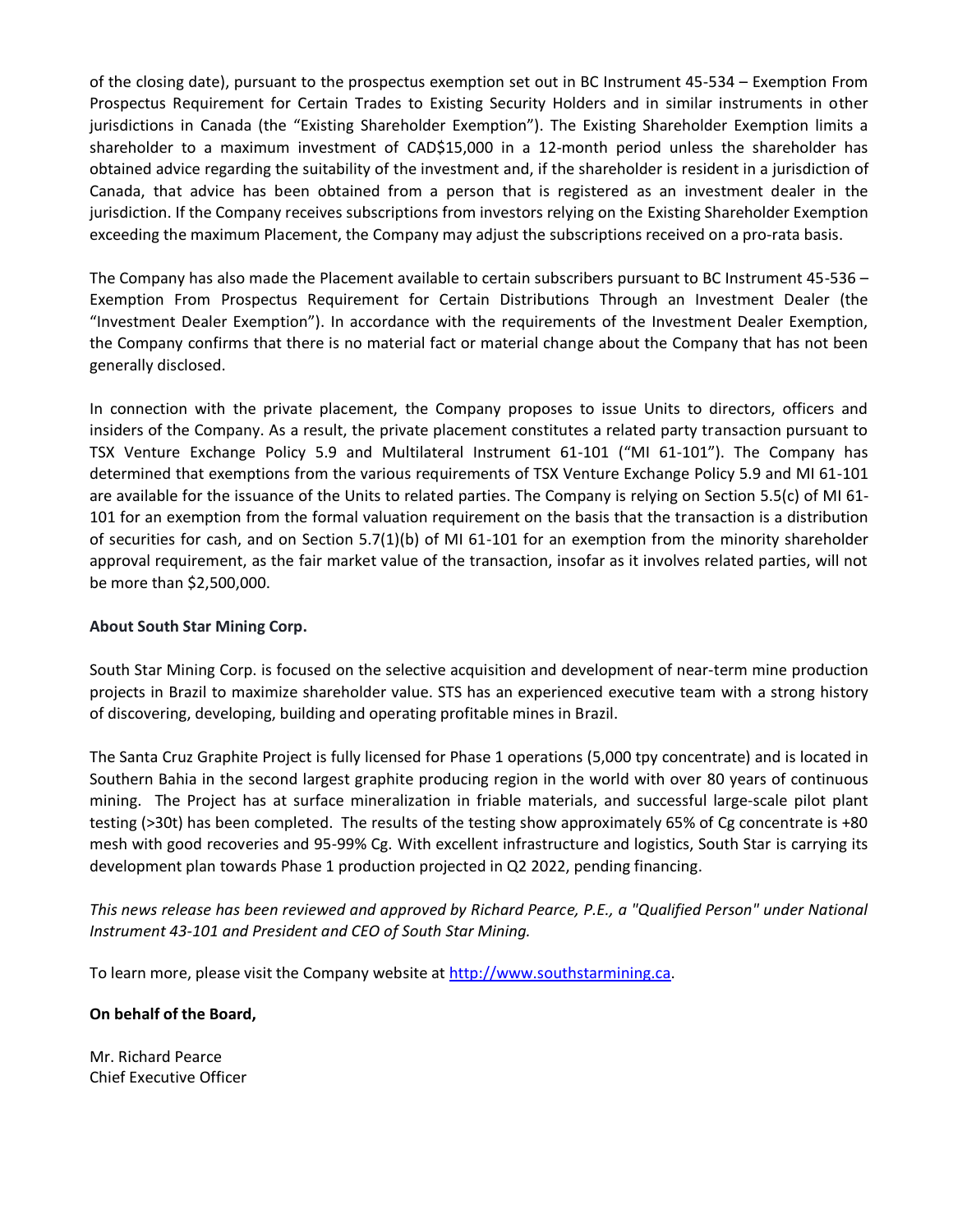of the closing date), pursuant to the prospectus exemption set out in BC Instrument 45-534 – Exemption From Prospectus Requirement for Certain Trades to Existing Security Holders and in similar instruments in other jurisdictions in Canada (the "Existing Shareholder Exemption"). The Existing Shareholder Exemption limits a shareholder to a maximum investment of CAD$15,000 in a 12-month period unless the shareholder has obtained advice regarding the suitability of the investment and, if the shareholder is resident in a jurisdiction of Canada, that advice has been obtained from a person that is registered as an investment dealer in the jurisdiction. If the Company receives subscriptions from investors relying on the Existing Shareholder Exemption exceeding the maximum Placement, the Company may adjust the subscriptions received on a pro-rata basis.

The Company has also made the Placement available to certain subscribers pursuant to BC Instrument 45-536 – Exemption From Prospectus Requirement for Certain Distributions Through an Investment Dealer (the "Investment Dealer Exemption"). In accordance with the requirements of the Investment Dealer Exemption, the Company confirms that there is no material fact or material change about the Company that has not been generally disclosed.

In connection with the private placement, the Company proposes to issue Units to directors, officers and insiders of the Company. As a result, the private placement constitutes a related party transaction pursuant to TSX Venture Exchange Policy 5.9 and Multilateral Instrument 61-101 ("MI 61-101"). The Company has determined that exemptions from the various requirements of TSX Venture Exchange Policy 5.9 and MI 61-101 are available for the issuance of the Units to related parties. The Company is relying on Section 5.5(c) of MI 61-101 for an exemption from the formal valuation requirement on the basis that the transaction is a distribution of securities for cash, and on Section 5.7(1)(b) of MI 61-101 for an exemption from the minority shareholder approval requirement, as the fair market value of the transaction, insofar as it involves related parties, will not be more than $2,500,000.

**About South Star Mining Corp.**

South Star Mining Corp. is focused on the selective acquisition and development of near-term mine production projects in Brazil to maximize shareholder value. STS has an experienced executive team with a strong history of discovering, developing, building and operating profitable mines in Brazil.

The Santa Cruz Graphite Project is fully licensed for Phase 1 operations (5,000 tpy concentrate) and is located in Southern Bahia in the second largest graphite producing region in the world with over 80 years of continuous mining. The Project has at surface mineralization in friable materials, and successful large-scale pilot plant testing (>30t) has been completed. The results of the testing show approximately 65% of Cg concentrate is +80 mesh with good recoveries and 95-99% Cg. With excellent infrastructure and logistics, South Star is carrying its development plan towards Phase 1 production projected in Q2 2022, pending financing.

*This news release has been reviewed and approved by Richard Pearce, P.E., a "Qualified Person" under National Instrument 43-101 and President and CEO of South Star Mining.*

To learn more, please visit the Company website at [http://www.southstarmining.ca](http://www.southstarmining.ca).

**On behalf of the Board,**

Mr. Richard Pearce
Chief Executive Officer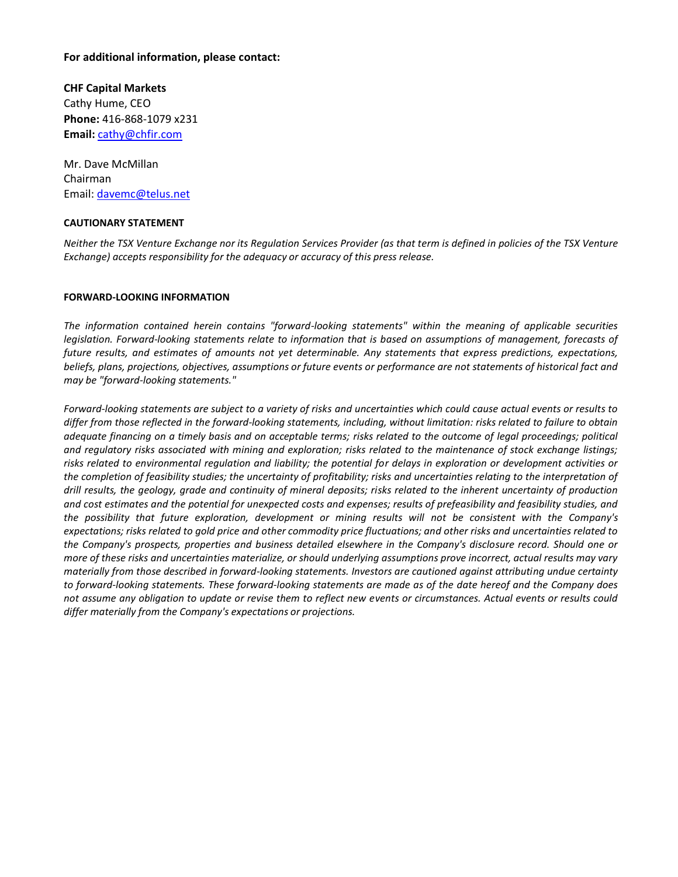**For additional information, please contact:**

**CHF Capital Markets**
Cathy Hume, CEO
**Phone:** 416-868-1079 x231
**Email:** cathy@chfir.com

Mr. Dave McMillan
Chairman
Email: davemc@telus.net

**CAUTIONARY STATEMENT**

*Neither the TSX Venture Exchange nor its Regulation Services Provider (as that term is defined in policies of the TSX Venture Exchange) accepts responsibility for the adequacy or accuracy of this press release.*

**FORWARD-LOOKING INFORMATION**

*The information contained herein contains "forward-looking statements" within the meaning of applicable securities legislation. Forward-looking statements relate to information that is based on assumptions of management, forecasts of future results, and estimates of amounts not yet determinable. Any statements that express predictions, expectations, beliefs, plans, projections, objectives, assumptions or future events or performance are not statements of historical fact and may be "forward-looking statements."*

*Forward-looking statements are subject to a variety of risks and uncertainties which could cause actual events or results to differ from those reflected in the forward-looking statements, including, without limitation: risks related to failure to obtain adequate financing on a timely basis and on acceptable terms; risks related to the outcome of legal proceedings; political and regulatory risks associated with mining and exploration; risks related to the maintenance of stock exchange listings; risks related to environmental regulation and liability; the potential for delays in exploration or development activities or the completion of feasibility studies; the uncertainty of profitability; risks and uncertainties relating to the interpretation of drill results, the geology, grade and continuity of mineral deposits; risks related to the inherent uncertainty of production and cost estimates and the potential for unexpected costs and expenses; results of prefeasibility and feasibility studies, and the possibility that future exploration, development or mining results will not be consistent with the Company's expectations; risks related to gold price and other commodity price fluctuations; and other risks and uncertainties related to the Company's prospects, properties and business detailed elsewhere in the Company's disclosure record. Should one or more of these risks and uncertainties materialize, or should underlying assumptions prove incorrect, actual results may vary materially from those described in forward-looking statements. Investors are cautioned against attributing undue certainty to forward-looking statements. These forward-looking statements are made as of the date hereof and the Company does not assume any obligation to update or revise them to reflect new events or circumstances. Actual events or results could differ materially from the Company's expectations or projections.*